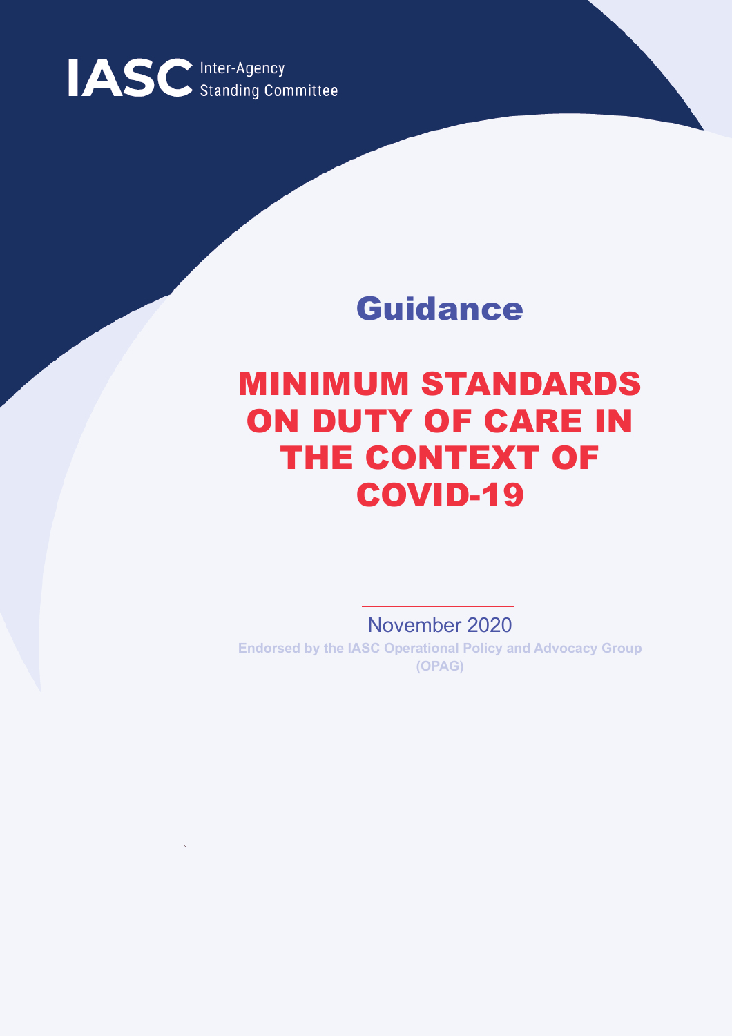IASC Inter-Agency Standing Committee

Guidance

# MINIMUM STANDARDS ON DUTY OF CARE IN THE CONTEXT OF COVID-19

November 2020

**Endorsed by the IASC Operational Policy and Advocacy Group (OPAG)**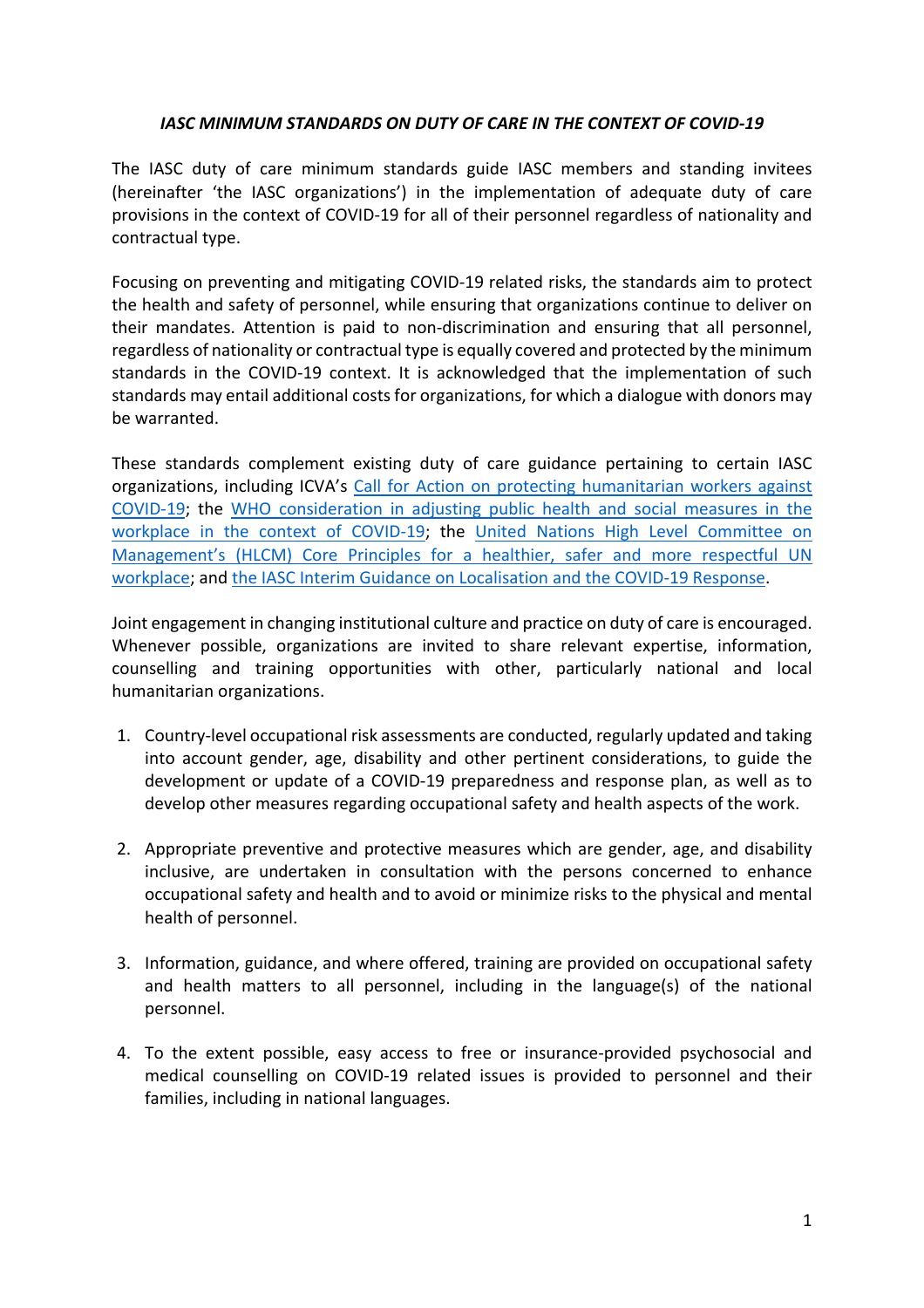***IASC MINIMUM STANDARDS ON DUTY OF CARE IN THE CONTEXT OF COVID-19***

The IASC duty of care minimum standards guide IASC members and standing invitees (hereinafter 'the IASC organizations') in the implementation of adequate duty of care provisions in the context of COVID-19 for all of their personnel regardless of nationality and contractual type.

Focusing on preventing and mitigating COVID-19 related risks, the standards aim to protect the health and safety of personnel, while ensuring that organizations continue to deliver on their mandates. Attention is paid to non-discrimination and ensuring that all personnel, regardless of nationality or contractual type is equally covered and protected by the minimum standards in the COVID-19 context. It is acknowledged that the implementation of such standards may entail additional costs for organizations, for which a dialogue with donors may be warranted.

These standards complement existing duty of care guidance pertaining to certain IASC organizations, including ICVA's Call for Action on protecting humanitarian workers against COVID-19; the WHO consideration in adjusting public health and social measures in the workplace in the context of COVID-19; the United Nations High Level Committee on Management's (HLCM) Core Principles for a healthier, safer and more respectful UN workplace; and the IASC Interim Guidance on Localisation and the COVID-19 Response.

Joint engagement in changing institutional culture and practice on duty of care is encouraged. Whenever possible, organizations are invited to share relevant expertise, information, counselling and training opportunities with other, particularly national and local humanitarian organizations.

1. Country-level occupational risk assessments are conducted, regularly updated and taking into account gender, age, disability and other pertinent considerations, to guide the development or update of a COVID-19 preparedness and response plan, as well as to develop other measures regarding occupational safety and health aspects of the work.

2. Appropriate preventive and protective measures which are gender, age, and disability inclusive, are undertaken in consultation with the persons concerned to enhance occupational safety and health and to avoid or minimize risks to the physical and mental health of personnel.

3. Information, guidance, and where offered, training are provided on occupational safety and health matters to all personnel, including in the language(s) of the national personnel.

4. To the extent possible, easy access to free or insurance-provided psychosocial and medical counselling on COVID-19 related issues is provided to personnel and their families, including in national languages.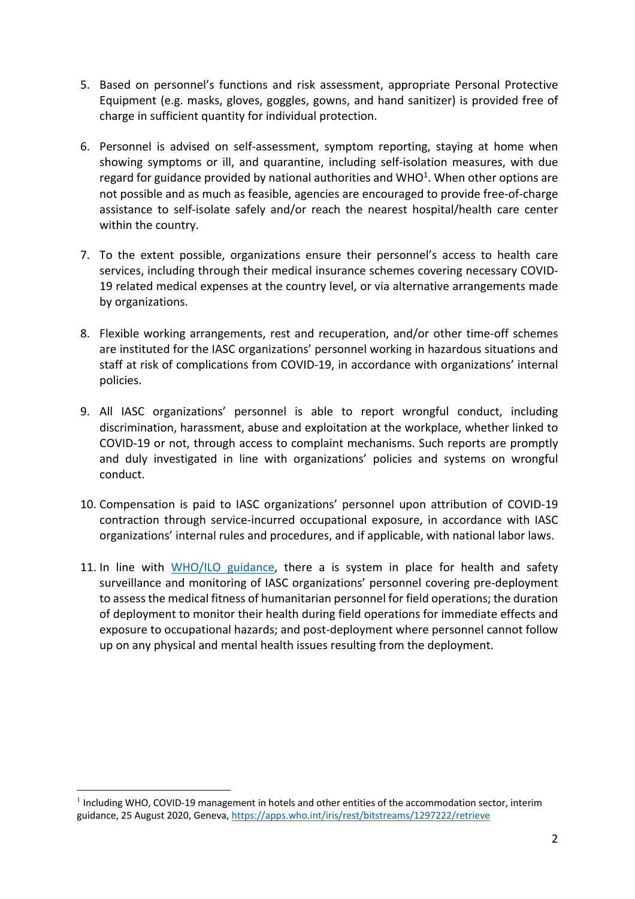5. Based on personnel's functions and risk assessment, appropriate Personal Protective Equipment (e.g. masks, gloves, goggles, gowns, and hand sanitizer) is provided free of charge in sufficient quantity for individual protection.

6. Personnel is advised on self-assessment, symptom reporting, staying at home when showing symptoms or ill, and quarantine, including self-isolation measures, with due regard for guidance provided by national authorities and WHO[1]. When other options are not possible and as much as feasible, agencies are encouraged to provide free-of-charge assistance to self-isolate safely and/or reach the nearest hospital/health care center within the country.

7. To the extent possible, organizations ensure their personnel's access to health care services, including through their medical insurance schemes covering necessary COVID-19 related medical expenses at the country level, or via alternative arrangements made by organizations.

8. Flexible working arrangements, rest and recuperation, and/or other time-off schemes are instituted for the IASC organizations' personnel working in hazardous situations and staff at risk of complications from COVID-19, in accordance with organizations' internal policies.

9. All IASC organizations' personnel is able to report wrongful conduct, including discrimination, harassment, abuse and exploitation at the workplace, whether linked to COVID-19 or not, through access to complaint mechanisms. Such reports are promptly and duly investigated in line with organizations' policies and systems on wrongful conduct.

10. Compensation is paid to IASC organizations' personnel upon attribution of COVID-19 contraction through service-incurred occupational exposure, in accordance with IASC organizations' internal rules and procedures, and if applicable, with national labor laws.

11. In line with [WHO/ILO guidance](), there a is system in place for health and safety surveillance and monitoring of IASC organizations' personnel covering pre-deployment to assess the medical fitness of humanitarian personnel for field operations; the duration of deployment to monitor their health during field operations for immediate effects and exposure to occupational hazards; and post-deployment where personnel cannot follow up on any physical and mental health issues resulting from the deployment.

---

[1] Including WHO, COVID-19 management in hotels and other entities of the accommodation sector, interim guidance, 25 August 2020, Geneva, https://apps.who.int/iris/rest/bitstreams/1297222/retrieve